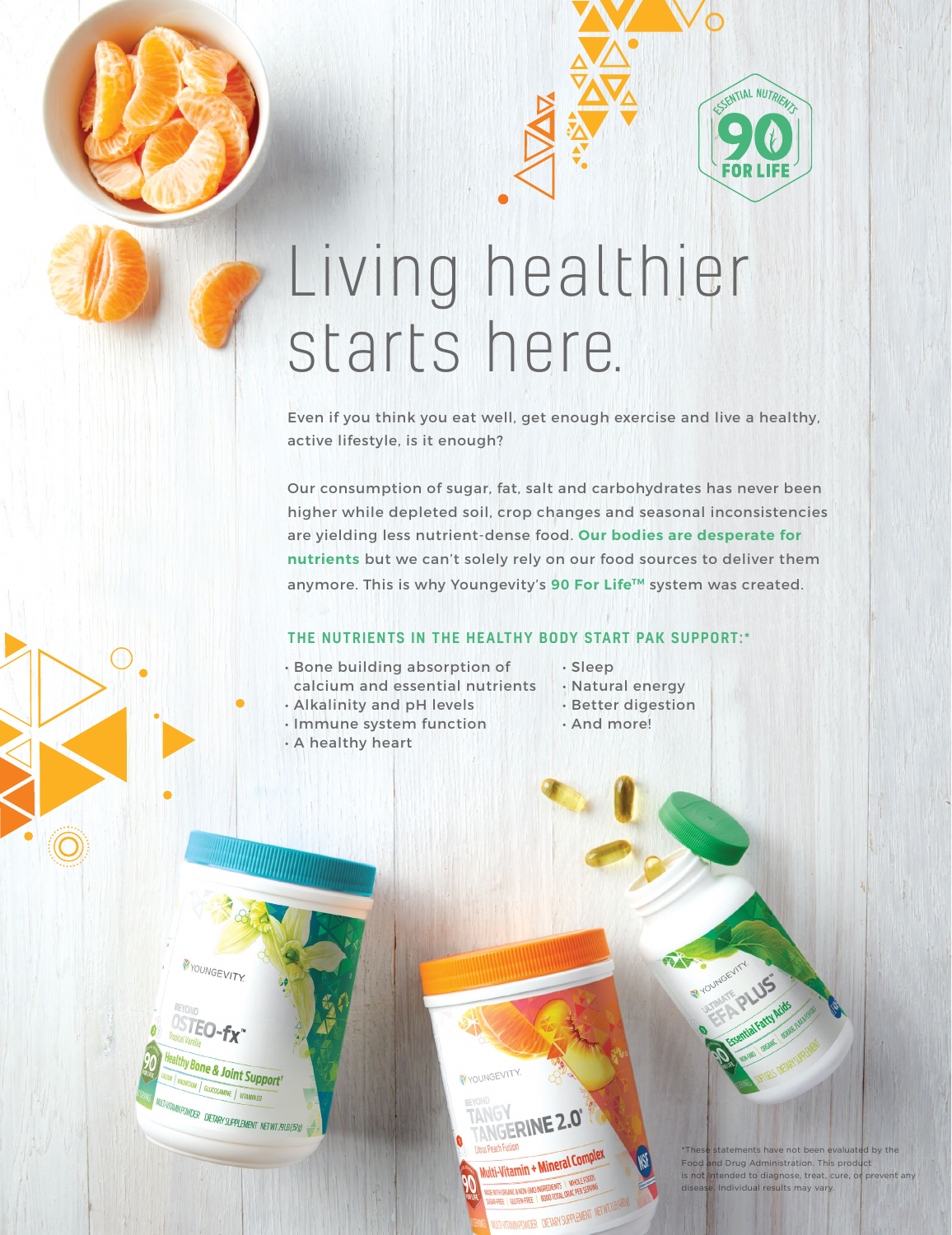# Living healthier starts here.

Even if you think you eat well, get enough exercise and live a healthy, active lifestyle, is it enough?

Our consumption of sugar, fat, salt and carbohydrates has never been higher while depleted soil, crop changes and seasonal inconsistencies are yielding less nutrient-dense food. **Our bodies are desperate for nutrients** but we can't solely rely on our food sources to deliver them anymore. This is why Youngevity's **90 For Life™** system was created.

## THE NUTRIENTS IN THE HEALTHY BODY START PAK SUPPORT:*

- Bone building absorption of calcium and essential nutrients
- Alkalinity and pH levels
- Immune system function
- A healthy heart
- Sleep
- Natural energy
- Better digestion
- And more!

*These statements have not been evaluated by the Food and Drug Administration. This product is not intended to diagnose, treat, cure, or prevent any disease. Individual results may vary.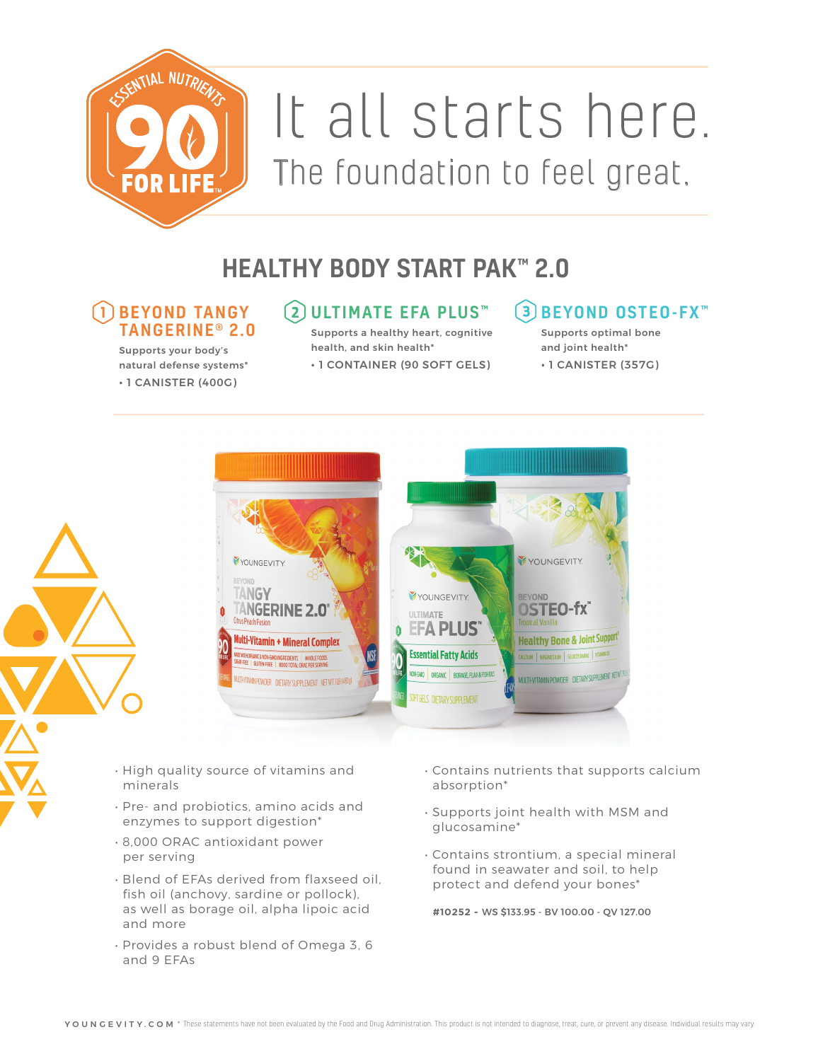ESSENTIAL NUTRIENTS 90 FOR LIFE™

# It all starts here.

## The foundation to feel great.

## HEALTHY BODY START PAK™ 2.0

### 1 BEYOND TANGY TANGERINE® 2.0

Supports your body's natural defense systems*

• 1 CANISTER (400G)

### 2 ULTIMATE EFA PLUS™

Supports a healthy heart, cognitive health, and skin health*

• 1 CONTAINER (90 SOFT GELS)

### 3 BEYOND OSTEO-FX™

Supports optimal bone and joint health*

• 1 CANISTER (357G)

- High quality source of vitamins and minerals
- Pre- and probiotics, amino acids and enzymes to support digestion*
- 8,000 ORAC antioxidant power per serving
- Blend of EFAs derived from flaxseed oil, fish oil (anchovy, sardine or pollock), as well as borage oil, alpha lipoic acid and more
- Provides a robust blend of Omega 3, 6 and 9 EFAs
- Contains nutrients that supports calcium absorption*
- Supports joint health with MSM and glucosamine*
- Contains strontium, a special mineral found in seawater and soil, to help protect and defend your bones*

**#10252 - WS $133.95 - BV 100.00 - QV 127.00**

YOUNGEVITY.COM * These statements have not been evaluated by the Food and Drug Administration. This product is not intended to diagnose, treat, cure, or prevent any disease. Individual results may vary.